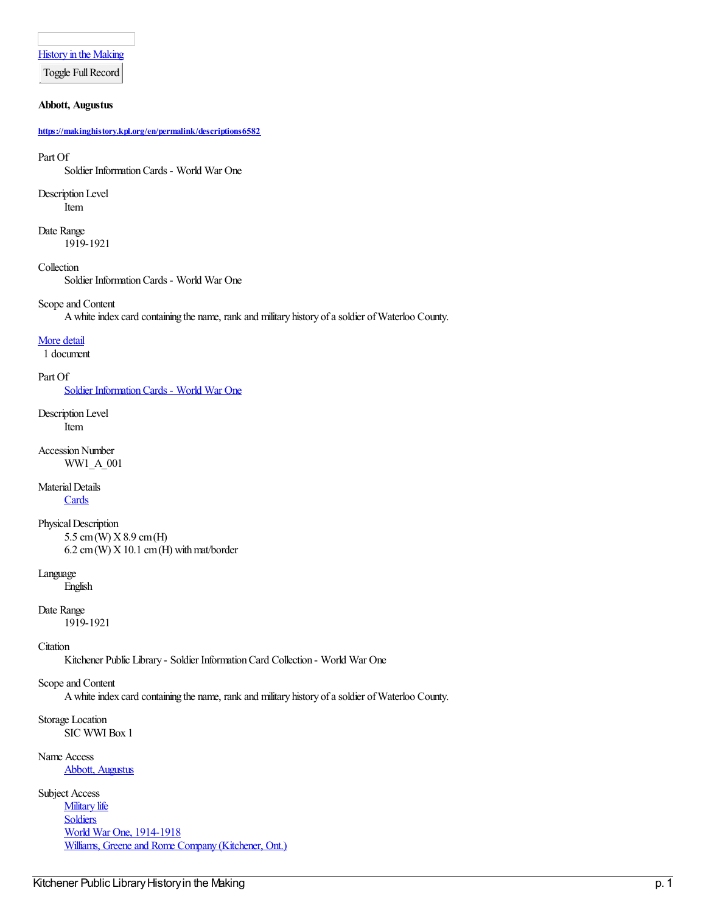History in the Making

Toggle Full Record

**Abbott, Augustus**

**https://makinghistory.kpl.org/en/permalink/descriptions6582**

Part Of
: Soldier Information Cards - World War One

Description Level
: Item

Date Range
: 1919-1921

Collection
: Soldier Information Cards - World War One

Scope and Content
: A white index card containing the name, rank and military history of a soldier of Waterloo County.

More detail

1 document

Part Of
: Soldier Information Cards - World War One

Description Level
: Item

Accession Number
: WW1_A_001

Material Details
: Cards

Physical Description
: 5.5 cm (W) X 8.9 cm (H)
: 6.2 cm (W) X 10.1 cm (H) with mat/border

Language
: English

Date Range
: 1919-1921

Citation
: Kitchener Public Library - Soldier Information Card Collection - World War One

Scope and Content
: A white index card containing the name, rank and military history of a soldier of Waterloo County.

Storage Location
: SIC WWI Box 1

Name Access
: Abbott, Augustus

Subject Access
: Military life
: Soldiers
: World War One, 1914-1918
: Williams, Greene and Rome Company (Kitchener, Ont.)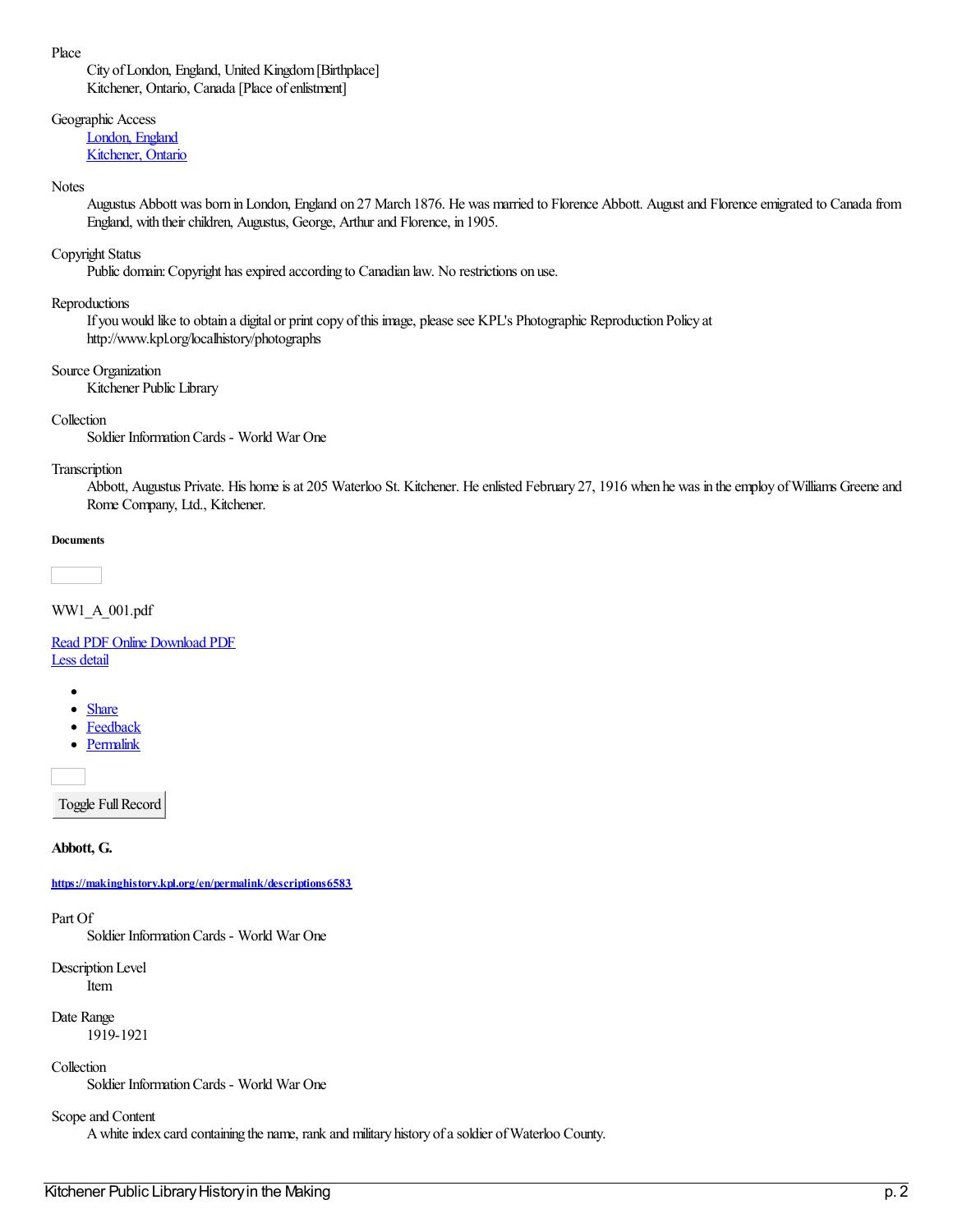Place
: City of London, England, United Kingdom [Birthplace]
: Kitchener, Ontario, Canada [Place of enlistment]

Geographic Access
: [London, England]
: [Kitchener, Ontario]

Notes
: Augustus Abbott was born in London, England on 27 March 1876. He was married to Florence Abbott. August and Florence emigrated to Canada from England, with their children, Augustus, George, Arthur and Florence, in 1905.

Copyright Status
: Public domain: Copyright has expired according to Canadian law. No restrictions on use.

Reproductions
: If you would like to obtain a digital or print copy of this image, please see KPL's Photographic Reproduction Policy at http://www.kpl.org/localhistory/photographs

Source Organization
: Kitchener Public Library

Collection
: Soldier Information Cards - World War One

Transcription
: Abbott, Augustus Private. His home is at 205 Waterloo St. Kitchener. He enlisted February 27, 1916 when he was in the employ of Williams Greene and Rome Company, Ltd., Kitchener.

###### Documents

WW1_A_001.pdf

Read PDF Online Download PDF
Less detail

- 
- Share
- Feedback
- Permalink

Toggle Full Record

**Abbott, G.**

###### https://makinghistory.kpl.org/en/permalink/descriptions6583

Part Of
: Soldier Information Cards - World War One

Description Level
: Item

Date Range
: 1919-1921

Collection
: Soldier Information Cards - World War One

Scope and Content
: A white index card containing the name, rank and military history of a soldier of Waterloo County.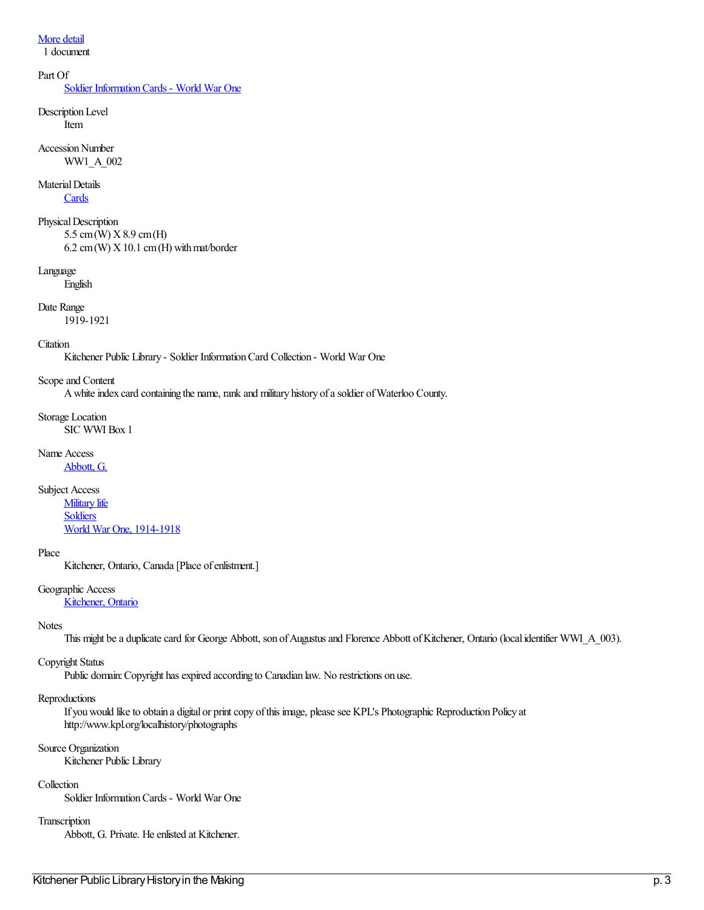[More detail](#)
1 document

Part Of
: [Soldier Information Cards - World War One](#)

Description Level
: Item

Accession Number
: WW1_A_002

Material Details
: [Cards](#)

Physical Description
: 5.5 cm (W) X 8.9 cm (H)
: 6.2 cm (W) X 10.1 cm (H) with mat/border

Language
: English

Date Range
: 1919-1921

Citation
: Kitchener Public Library - Soldier Information Card Collection - World War One

Scope and Content
: A white index card containing the name, rank and military history of a soldier of Waterloo County.

Storage Location
: SIC WWI Box 1

Name Access
: [Abbott, G.](#)

Subject Access
: [Military life](#)
: [Soldiers](#)
: [World War One, 1914-1918](#)

Place
: Kitchener, Ontario, Canada [Place of enlistment.]

Geographic Access
: [Kitchener, Ontario](#)

Notes
: This might be a duplicate card for George Abbott, son of Augustus and Florence Abbott of Kitchener, Ontario (local identifier WWI_A_003).

Copyright Status
: Public domain: Copyright has expired according to Canadian law. No restrictions on use.

Reproductions
: If you would like to obtain a digital or print copy of this image, please see KPL's Photographic Reproduction Policy at http://www.kpl.org/localhistory/photographs

Source Organization
: Kitchener Public Library

Collection
: Soldier Information Cards - World War One

Transcription
: Abbott, G. Private. He enlisted at Kitchener.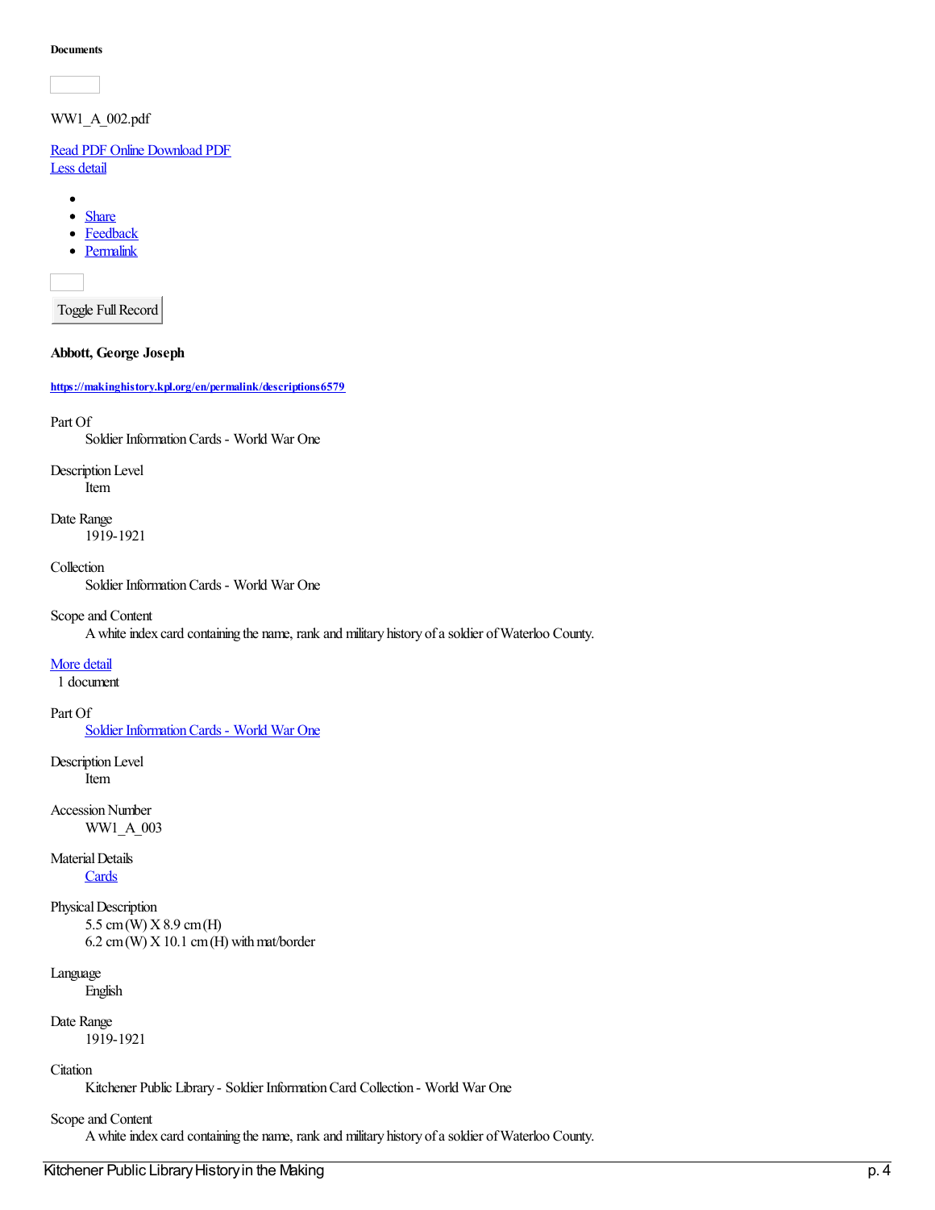**Documents**

WW1_A_002.pdf

[Read PDF Online](#) [Download PDF](#)
[Less detail](#)

- 
- [Share](#)
- [Feedback](#)
- [Permalink](#)

Toggle Full Record

**Abbott, George Joseph**

**https://makinghistory.kpl.org/en/permalink/descriptions6579**

Part Of
: Soldier Information Cards - World War One

Description Level
: Item

Date Range
: 1919-1921

Collection
: Soldier Information Cards - World War One

Scope and Content
: A white index card containing the name, rank and military history of a soldier of Waterloo County.

[More detail](#)
1 document

Part Of
: [Soldier Information Cards - World War One](#)

Description Level
: Item

Accession Number
: WW1_A_003

Material Details
: [Cards](#)

Physical Description
: 5.5 cm (W) X 8.9 cm (H)
: 6.2 cm (W) X 10.1 cm (H) with mat/border

Language
: English

Date Range
: 1919-1921

Citation
: Kitchener Public Library - Soldier Information Card Collection - World War One

Scope and Content
: A white index card containing the name, rank and military history of a soldier of Waterloo County.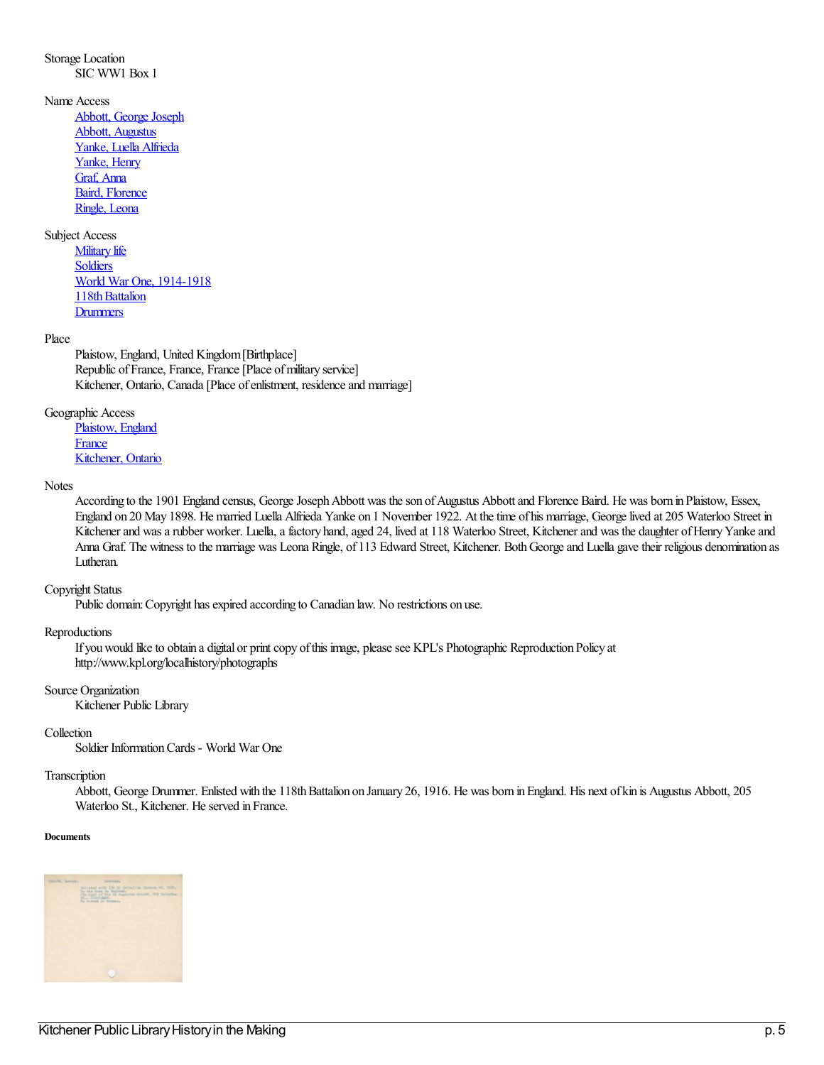Storage Location
SIC WW1 Box 1

Name Access
[Abbott, George Joseph]
[Abbott, Augustus]
[Yanke, Luella Alfrieda]
[Yanke, Henry]
[Graf, Anna]
[Baird, Florence]
[Ringle, Leona]

Subject Access
[Military life]
[Soldiers]
[World War One, 1914-1918]
[118th Battalion]
[Drummers]

Place
Plaistow, England, United Kingdom [Birthplace]
Republic of France, France, France [Place of military service]
Kitchener, Ontario, Canada [Place of enlistment, residence and marriage]

Geographic Access
[Plaistow, England]
[France]
[Kitchener, Ontario]

Notes
According to the 1901 England census, George Joseph Abbott was the son of Augustus Abbott and Florence Baird. He was born in Plaistow, Essex, England on 20 May 1898. He married Luella Alfrieda Yanke on 1 November 1922. At the time of his marriage, George lived at 205 Waterloo Street in Kitchener and was a rubber worker. Luella, a factory hand, aged 24, lived at 118 Waterloo Street, Kitchener and was the daughter of Henry Yanke and Anna Graf. The witness to the marriage was Leona Ringle, of 113 Edward Street, Kitchener. Both George and Luella gave their religious denomination as Lutheran.

Copyright Status
Public domain: Copyright has expired according to Canadian law. No restrictions on use.

Reproductions
If you would like to obtain a digital or print copy of this image, please see KPL's Photographic Reproduction Policy at http://www.kpl.org/localhistory/photographs

Source Organization
Kitchener Public Library

Collection
Soldier Information Cards - World War One

Transcription
Abbott, George Drummer. Enlisted with the 118th Battalion on January 26, 1916. He was born in England. His next of kin is Augustus Abbott, 205 Waterloo St., Kitchener. He served in France.

**Documents**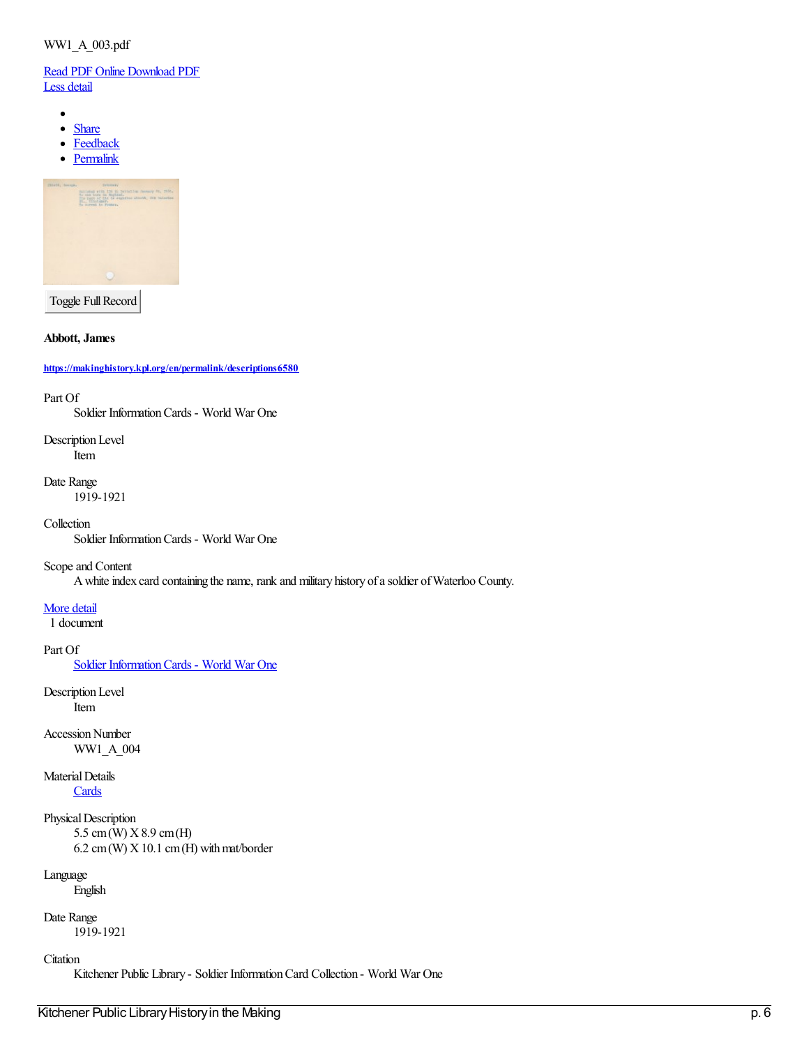WW1_A_003.pdf

[Read PDF Online](#) [Download PDF](#)
[Less detail](#)

- 
- [Share](#)
- [Feedback](#)
- [Permalink](#)

Toggle Full Record

**Abbott, James**

**https://makinghistory.kpl.org/en/permalink/descriptions6580**

Part Of
: Soldier Information Cards - World War One

Description Level
: Item

Date Range
: 1919-1921

Collection
: Soldier Information Cards - World War One

Scope and Content
: A white index card containing the name, rank and military history of a soldier of Waterloo County.

[More detail](#)
1 document

Part Of
: [Soldier Information Cards - World War One](#)

Description Level
: Item

Accession Number
: WW1_A_004

Material Details
: [Cards](#)

Physical Description
: 5.5 cm (W) X 8.9 cm (H)
: 6.2 cm (W) X 10.1 cm (H) with mat/border

Language
: English

Date Range
: 1919-1921

Citation
: Kitchener Public Library - Soldier Information Card Collection - World War One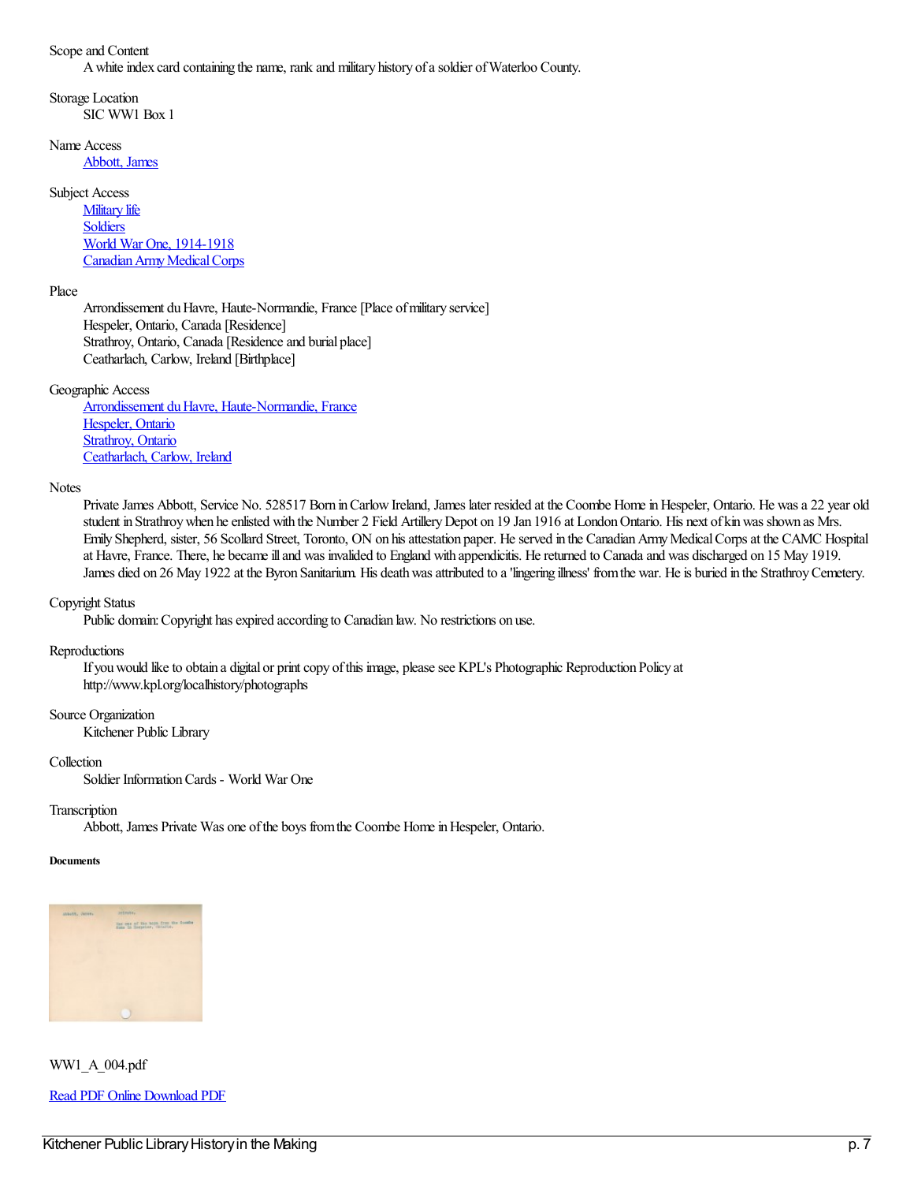Scope and Content

A white index card containing the name, rank and military history of a soldier of Waterloo County.

Storage Location

SIC WW1 Box 1

Name Access

Abbott, James

Subject Access

Military life
Soldiers
World War One, 1914-1918
Canadian Army Medical Corps

Place

Arrondissement du Havre, Haute-Normandie, France [Place of military service]
Hespeler, Ontario, Canada [Residence]
Strathroy, Ontario, Canada [Residence and burial place]
Ceatharlach, Carlow, Ireland [Birthplace]

Geographic Access

Arrondissement du Havre, Haute-Normandie, France
Hespeler, Ontario
Strathroy, Ontario
Ceatharlach, Carlow, Ireland

Notes

Private James Abbott, Service No. 528517 Born in Carlow Ireland, James later resided at the Coombe Home in Hespeler, Ontario. He was a 22 year old student in Strathroy when he enlisted with the Number 2 Field Artillery Depot on 19 Jan 1916 at London Ontario. His next of kin was shown as Mrs. Emily Shepherd, sister, 56 Scollard Street, Toronto, ON on his attestation paper. He served in the Canadian Army Medical Corps at the CAMC Hospital at Havre, France. There, he became ill and was invalided to England with appendicitis. He returned to Canada and was discharged on 15 May 1919. James died on 26 May 1922 at the Byron Sanitarium. His death was attributed to a 'lingering illness' from the war. He is buried in the Strathroy Cemetery.

Copyright Status

Public domain: Copyright has expired according to Canadian law. No restrictions on use.

Reproductions

If you would like to obtain a digital or print copy of this image, please see KPL's Photographic Reproduction Policy at http://www.kpl.org/localhistory/photographs

Source Organization

Kitchener Public Library

Collection

Soldier Information Cards - World War One

Transcription

Abbott, James Private Was one of the boys from the Coombe Home in Hespeler, Ontario.

##### Documents

WW1_A_004.pdf

Read PDF Online Download PDF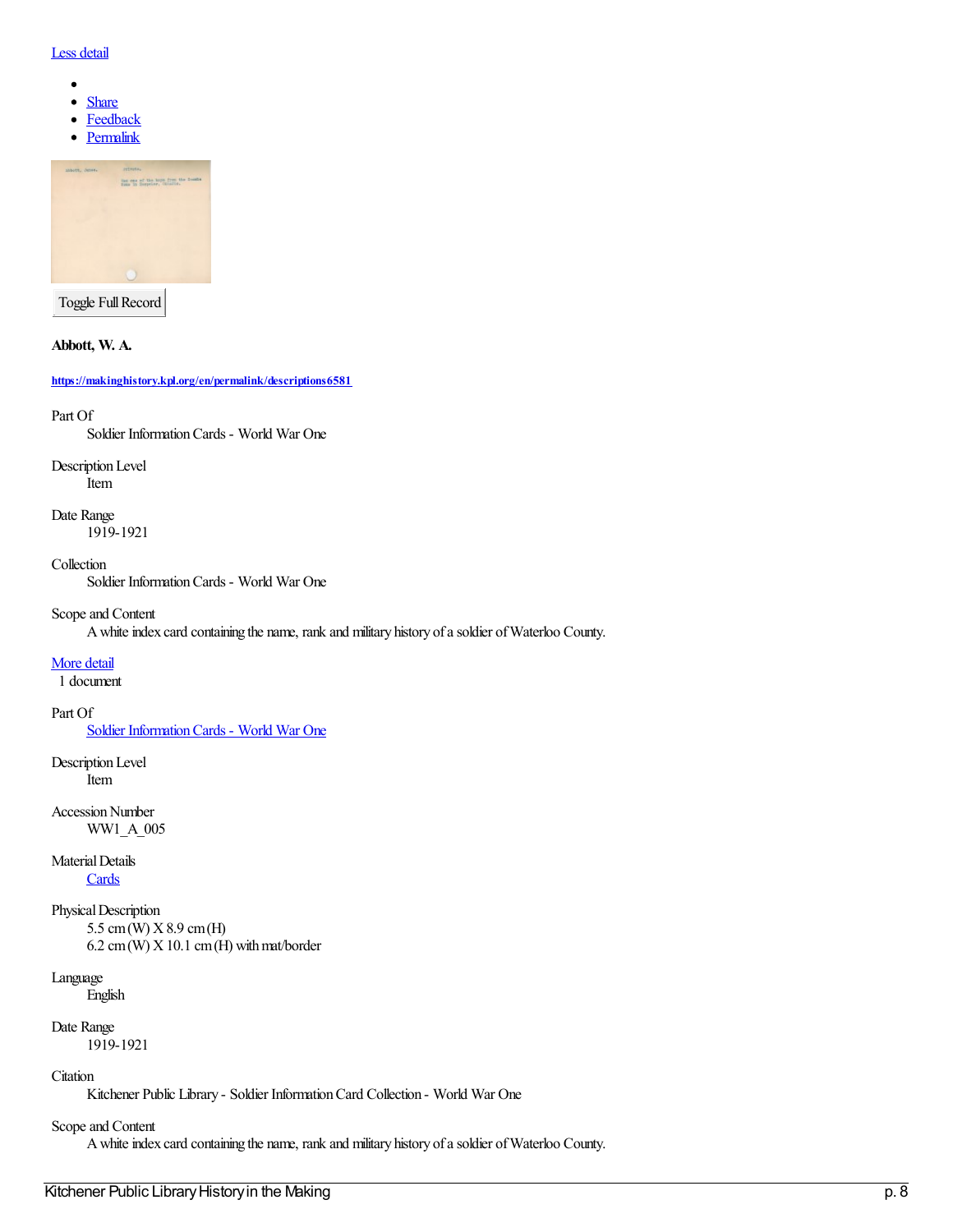Less detail

- 
- Share
- Feedback
- Permalink

Toggle Full Record

**Abbott, W. A.**

**https://makinghistory.kpl.org/en/permalink/descriptions6581**

Part Of
: Soldier Information Cards - World War One

Description Level
: Item

Date Range
: 1919-1921

Collection
: Soldier Information Cards - World War One

Scope and Content
: A white index card containing the name, rank and military history of a soldier of Waterloo County.

More detail

1 document

Part Of
: Soldier Information Cards - World War One

Description Level
: Item

Accession Number
: WW1_A_005

Material Details
: Cards

Physical Description
: 5.5 cm (W) X 8.9 cm (H)
: 6.2 cm (W) X 10.1 cm (H) with mat/border

Language
: English

Date Range
: 1919-1921

Citation
: Kitchener Public Library - Soldier Information Card Collection - World War One

Scope and Content
: A white index card containing the name, rank and military history of a soldier of Waterloo County.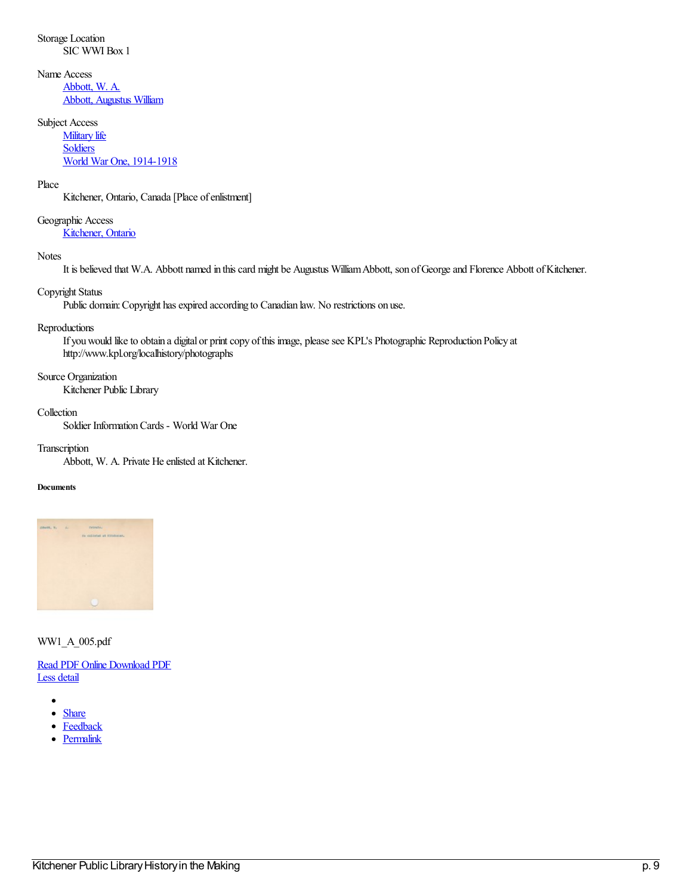Storage Location
: SIC WWI Box 1

Name Access
: [Abbott, W. A.]
: [Abbott, Augustus William]

Subject Access
: [Military life]
: [Soldiers]
: [World War One, 1914-1918]

Place
: Kitchener, Ontario, Canada [Place of enlistment]

Geographic Access
: [Kitchener, Ontario]

Notes
: It is believed that W.A. Abbott named in this card might be Augustus William Abbott, son of George and Florence Abbott of Kitchener.

Copyright Status
: Public domain: Copyright has expired according to Canadian law. No restrictions on use.

Reproductions
: If you would like to obtain a digital or print copy of this image, please see KPL's Photographic Reproduction Policy at http://www.kpl.org/localhistory/photographs

Source Organization
: Kitchener Public Library

Collection
: Soldier Information Cards - World War One

Transcription
: Abbott, W. A. Private He enlisted at Kitchener.

**Documents**

WW1_A_005.pdf

[Read PDF Online] [Download PDF]
[Less detail]

- 
- [Share]
- [Feedback]
- [Permalink]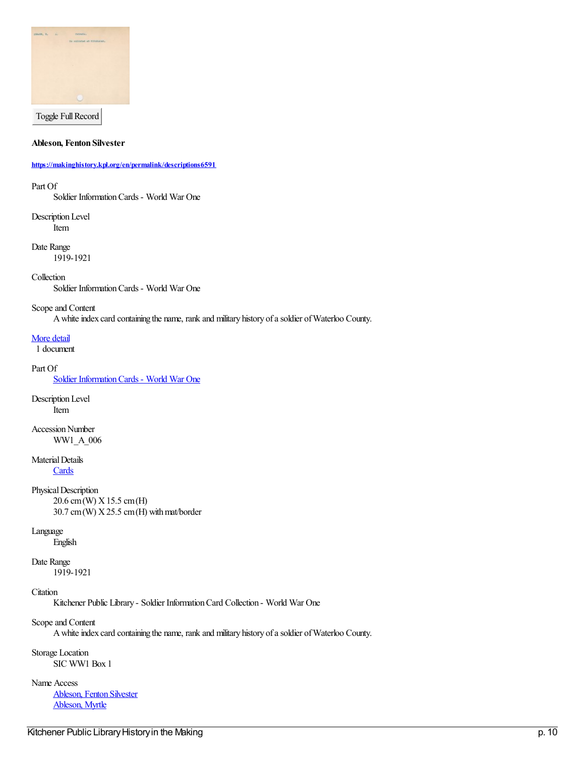Toggle Full Record

**Ableson, Fenton Silvester**

**https://makinghistory.kpl.org/en/permalink/descriptions6591**

Part Of
: Soldier Information Cards - World War One

Description Level
: Item

Date Range
: 1919-1921

Collection
: Soldier Information Cards - World War One

Scope and Content
: A white index card containing the name, rank and military history of a soldier of Waterloo County.

More detail

1 document

Part Of
: Soldier Information Cards - World War One

Description Level
: Item

Accession Number
: WW1_A_006

Material Details
: Cards

Physical Description
: 20.6 cm (W) X 15.5 cm (H)
: 30.7 cm (W) X 25.5 cm (H) with mat/border

Language
: English

Date Range
: 1919-1921

Citation
: Kitchener Public Library - Soldier Information Card Collection - World War One

Scope and Content
: A white index card containing the name, rank and military history of a soldier of Waterloo County.

Storage Location
: SIC WW1 Box 1

Name Access
: Ableson, Fenton Silvester
: Ableson, Myrtle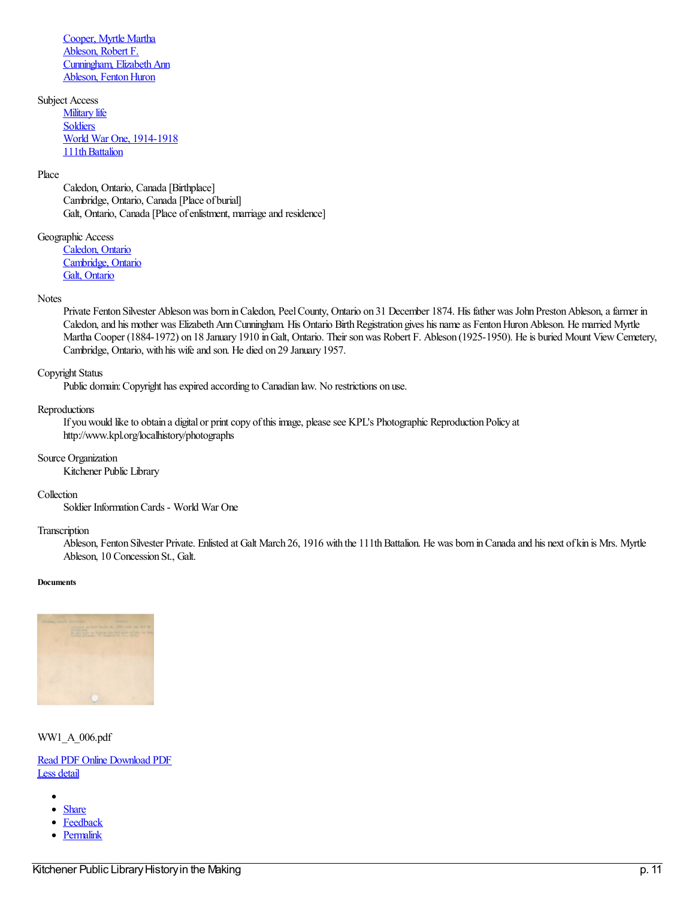Cooper, Myrtle Martha
Ableson, Robert F.
Cunningham, Elizabeth Ann
Ableson, Fenton Huron

Subject Access

Military life
Soldiers
World War One, 1914-1918
111th Battalion

Place

Caledon, Ontario, Canada [Birthplace]
Cambridge, Ontario, Canada [Place of burial]
Galt, Ontario, Canada [Place of enlistment, marriage and residence]

Geographic Access

Caledon, Ontario
Cambridge, Ontario
Galt, Ontario

Notes

Private Fenton Silvester Ableson was born in Caledon, Peel County, Ontario on 31 December 1874. His father was John Preston Ableson, a farmer in Caledon, and his mother was Elizabeth Ann Cunningham. His Ontario Birth Registration gives his name as Fenton Huron Ableson. He married Myrtle Martha Cooper (1884-1972) on 18 January 1910 in Galt, Ontario. Their son was Robert F. Ableson (1925-1950). He is buried Mount View Cemetery, Cambridge, Ontario, with his wife and son. He died on 29 January 1957.

Copyright Status

Public domain: Copyright has expired according to Canadian law. No restrictions on use.

Reproductions

If you would like to obtain a digital or print copy of this image, please see KPL's Photographic Reproduction Policy at http://www.kpl.org/localhistory/photographs

Source Organization

Kitchener Public Library

Collection

Soldier Information Cards - World War One

Transcription

Ableson, Fenton Silvester Private. Enlisted at Galt March 26, 1916 with the 111th Battalion. He was born in Canada and his next of kin is Mrs. Myrtle Ableson, 10 Concession St., Galt.

**Documents**

WW1_A_006.pdf

Read PDF Online Download PDF
Less detail

- 
- Share
- Feedback
- Permalink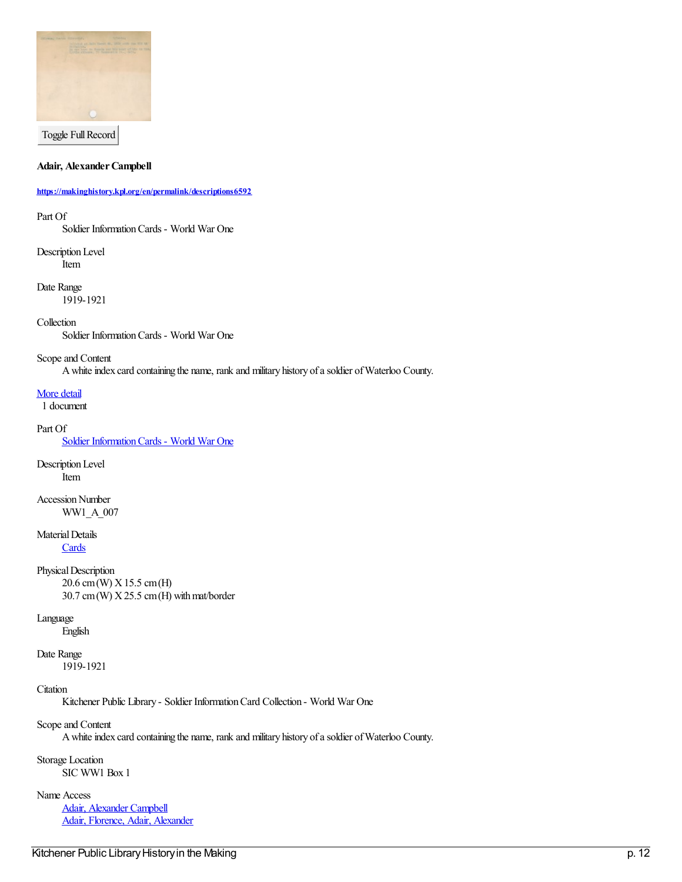Toggle Full Record

**Adair, Alexander Campbell**

**https://makinghistory.kpl.org/en/permalink/descriptions6592**

Part Of
: Soldier Information Cards - World War One

Description Level
: Item

Date Range
: 1919-1921

Collection
: Soldier Information Cards - World War One

Scope and Content
: A white index card containing the name, rank and military history of a soldier of Waterloo County.

More detail

1 document

Part Of
: Soldier Information Cards - World War One

Description Level
: Item

Accession Number
: WW1_A_007

Material Details
: Cards

Physical Description
: 20.6 cm (W) X 15.5 cm (H)
: 30.7 cm (W) X 25.5 cm (H) with mat/border

Language
: English

Date Range
: 1919-1921

Citation
: Kitchener Public Library - Soldier Information Card Collection - World War One

Scope and Content
: A white index card containing the name, rank and military history of a soldier of Waterloo County.

Storage Location
: SIC WW1 Box 1

Name Access
: Adair, Alexander Campbell
: Adair, Florence, Adair, Alexander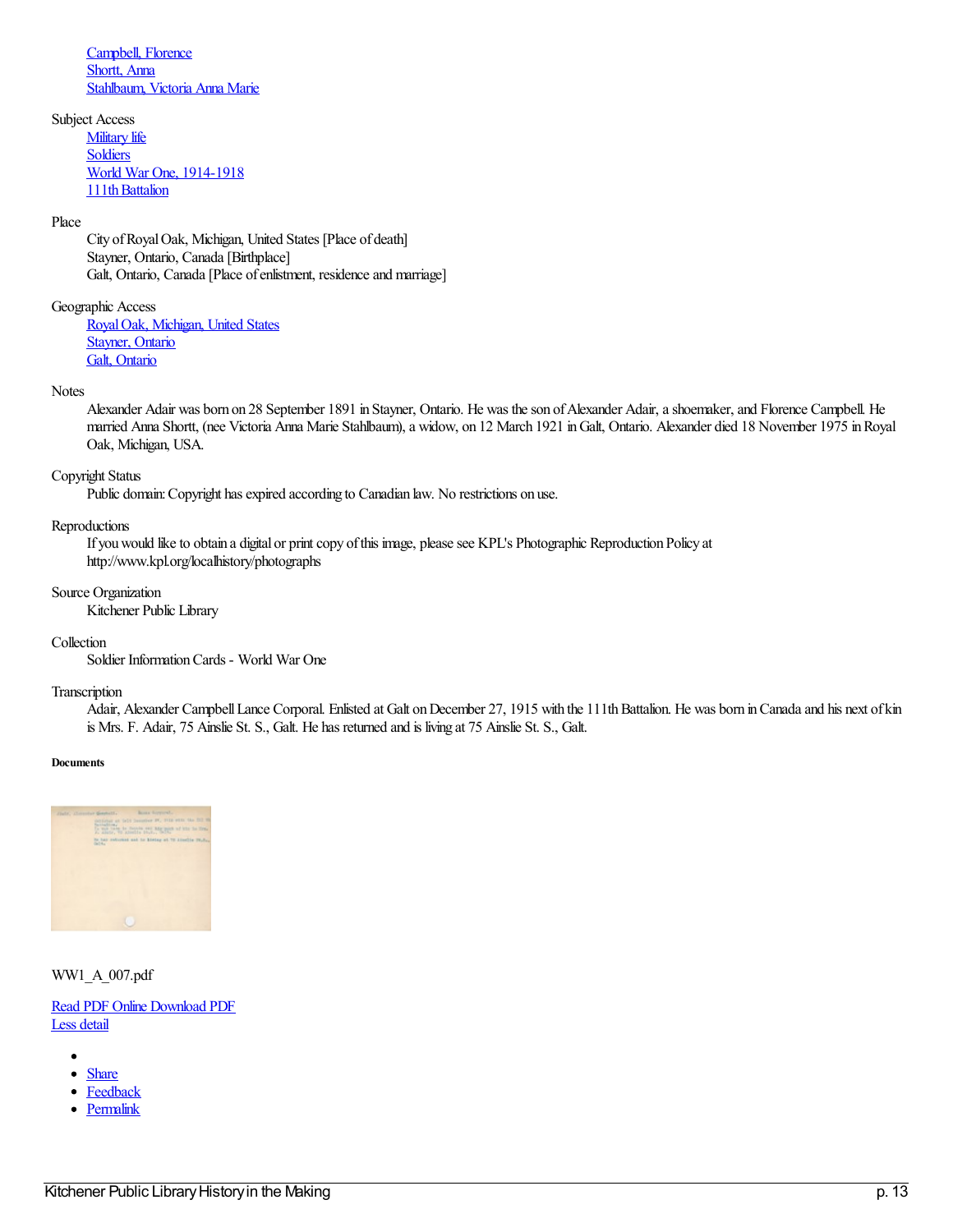Campbell, Florence
Shortt, Anna
Stahlbaum, Victoria Anna Marie

Subject Access
: Military life
: Soldiers
: World War One, 1914-1918
: 111th Battalion

Place
: City of Royal Oak, Michigan, United States [Place of death]
: Stayner, Ontario, Canada [Birthplace]
: Galt, Ontario, Canada [Place of enlistment, residence and marriage]

Geographic Access
: Royal Oak, Michigan, United States
: Stayner, Ontario
: Galt, Ontario

Notes
: Alexander Adair was born on 28 September 1891 in Stayner, Ontario. He was the son of Alexander Adair, a shoemaker, and Florence Campbell. He married Anna Shortt, (nee Victoria Anna Marie Stahlbaum), a widow, on 12 March 1921 in Galt, Ontario. Alexander died 18 November 1975 in Royal Oak, Michigan, USA.

Copyright Status
: Public domain: Copyright has expired according to Canadian law. No restrictions on use.

Reproductions
: If you would like to obtain a digital or print copy of this image, please see KPL's Photographic Reproduction Policy at http://www.kpl.org/localhistory/photographs

Source Organization
: Kitchener Public Library

Collection
: Soldier Information Cards - World War One

Transcription
: Adair, Alexander Campbell Lance Corporal. Enlisted at Galt on December 27, 1915 with the 111th Battalion. He was born in Canada and his next of kin is Mrs. F. Adair, 75 Ainslie St. S., Galt. He has returned and is living at 75 Ainslie St. S., Galt.

**Documents**

WW1_A_007.pdf

Read PDF Online Download PDF
Less detail

- Share
- Feedback
- Permalink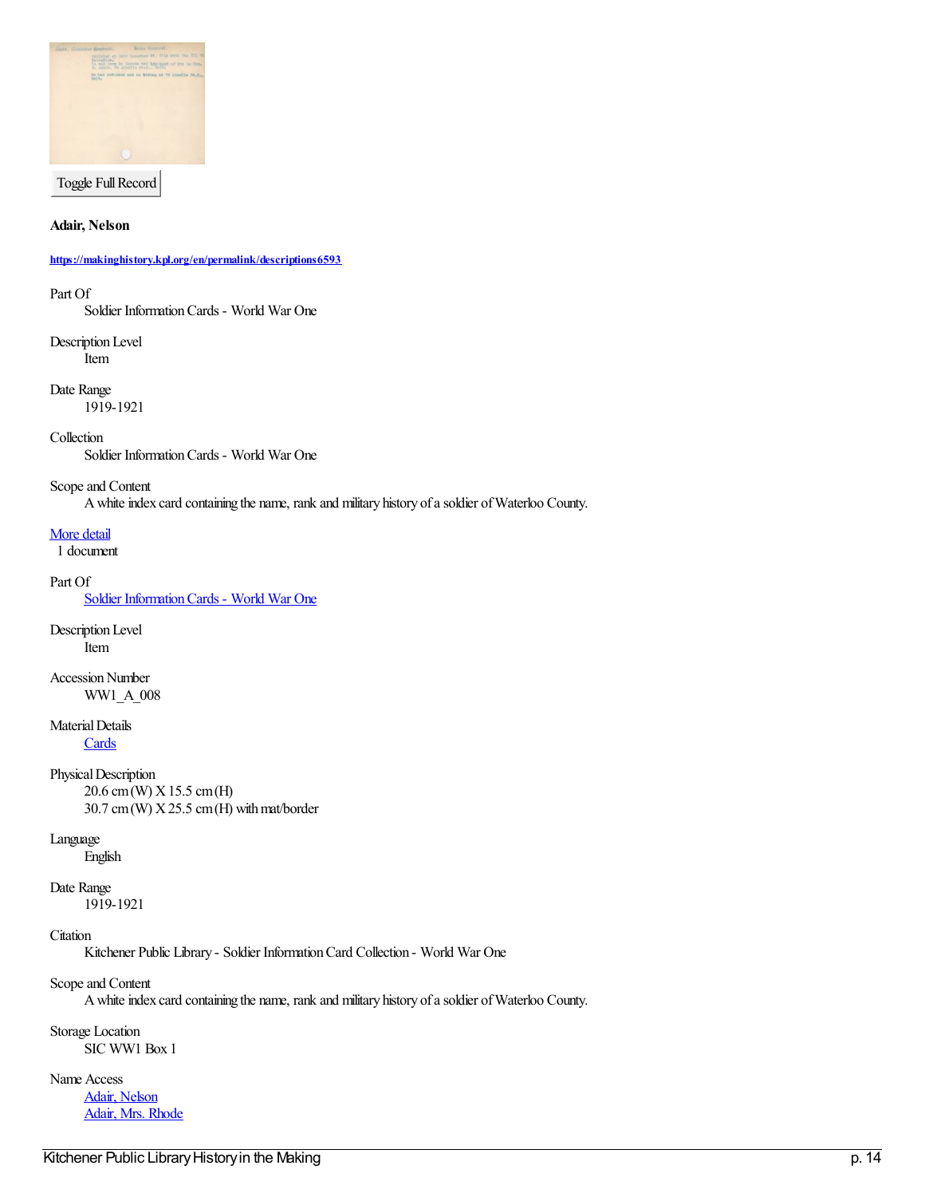Toggle Full Record

**Adair, Nelson**

**https://makinghistory.kpl.org/en/permalink/descriptions6593**

Part Of
: Soldier Information Cards - World War One

Description Level
: Item

Date Range
: 1919-1921

Collection
: Soldier Information Cards - World War One

Scope and Content
: A white index card containing the name, rank and military history of a soldier of Waterloo County.

More detail

1 document

Part Of
: Soldier Information Cards - World War One

Description Level
: Item

Accession Number
: WW1_A_008

Material Details
: Cards

Physical Description
: 20.6 cm (W) X 15.5 cm (H)
: 30.7 cm (W) X 25.5 cm (H) with mat/border

Language
: English

Date Range
: 1919-1921

Citation
: Kitchener Public Library - Soldier Information Card Collection - World War One

Scope and Content
: A white index card containing the name, rank and military history of a soldier of Waterloo County.

Storage Location
: SIC WW1 Box 1

Name Access
: Adair, Nelson
: Adair, Mrs. Rhode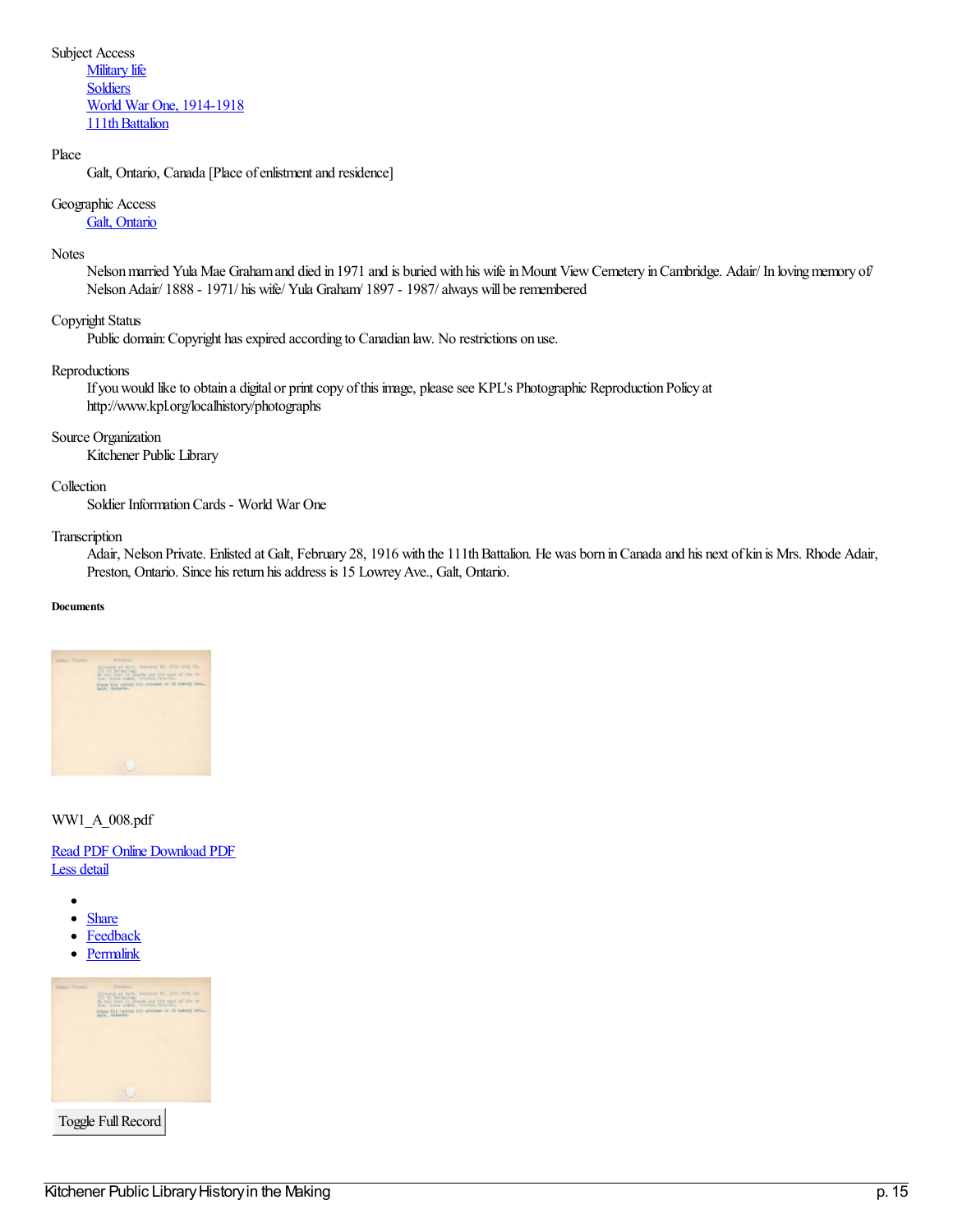Subject Access

- Military life
- Soldiers
- World War One, 1914-1918
- 111th Battalion

Place

Galt, Ontario, Canada [Place of enlistment and residence]

Geographic Access

Galt, Ontario

Notes

Nelson married Yula Mae Graham and died in 1971 and is buried with his wife in Mount View Cemetery in Cambridge. Adair/ In loving memory of/ Nelson Adair/ 1888 - 1971/ his wife/ Yula Graham/ 1897 - 1987/ always will be remembered

Copyright Status

Public domain: Copyright has expired according to Canadian law. No restrictions on use.

Reproductions

If you would like to obtain a digital or print copy of this image, please see KPL's Photographic Reproduction Policy at http://www.kpl.org/localhistory/photographs

Source Organization

Kitchener Public Library

Collection

Soldier Information Cards - World War One

Transcription

Adair, Nelson Private. Enlisted at Galt, February 28, 1916 with the 111th Battalion. He was born in Canada and his next of kin is Mrs. Rhode Adair, Preston, Ontario. Since his return his address is 15 Lowrey Ave., Galt, Ontario.

**Documents**

WW1_A_008.pdf

Read PDF Online Download PDF
Less detail

- Share
- Feedback
- Permalink

Toggle Full Record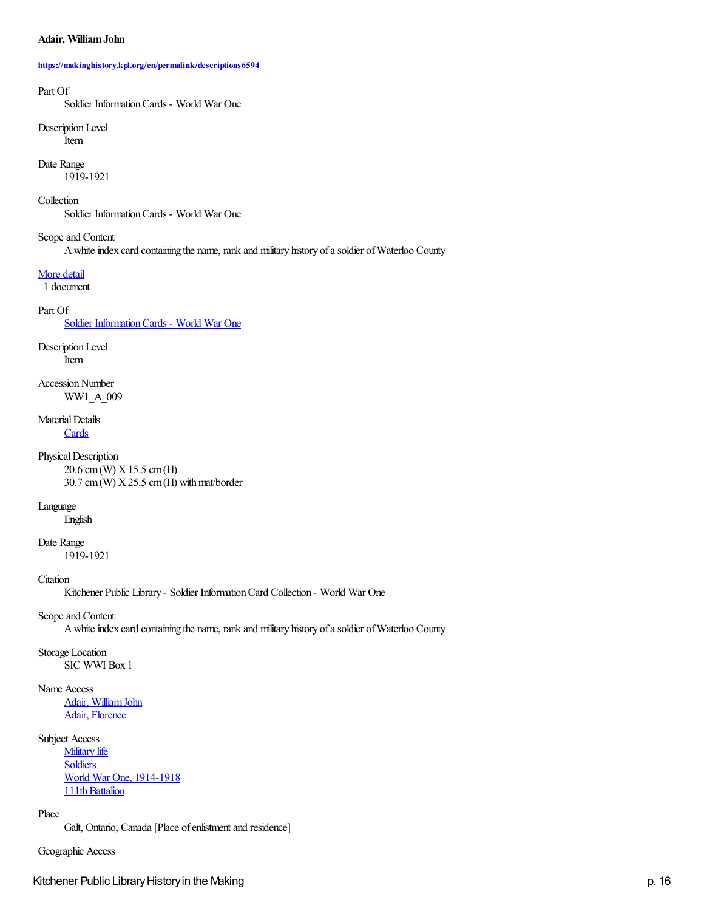**Adair, William John**

**[https://makinghistory.kpl.org/en/permalink/descriptions6594](https://makinghistory.kpl.org/en/permalink/descriptions6594)**

Part Of
: Soldier Information Cards - World War One

Description Level
: Item

Date Range
: 1919-1921

Collection
: Soldier Information Cards - World War One

Scope and Content
: A white index card containing the name, rank and military history of a soldier of Waterloo County

More detail

1 document

Part Of
: Soldier Information Cards - World War One

Description Level
: Item

Accession Number
: WW1_A_009

Material Details
: Cards

Physical Description
: 20.6 cm (W) X 15.5 cm (H)
: 30.7 cm (W) X 25.5 cm (H) with mat/border

Language
: English

Date Range
: 1919-1921

Citation
: Kitchener Public Library - Soldier Information Card Collection - World War One

Scope and Content
: A white index card containing the name, rank and military history of a soldier of Waterloo County

Storage Location
: SIC WWI Box 1

Name Access
: Adair, William John
: Adair, Florence

Subject Access
: Military life
: Soldiers
: World War One, 1914-1918
: 111th Battalion

Place
: Galt, Ontario, Canada [Place of enlistment and residence]

Geographic Access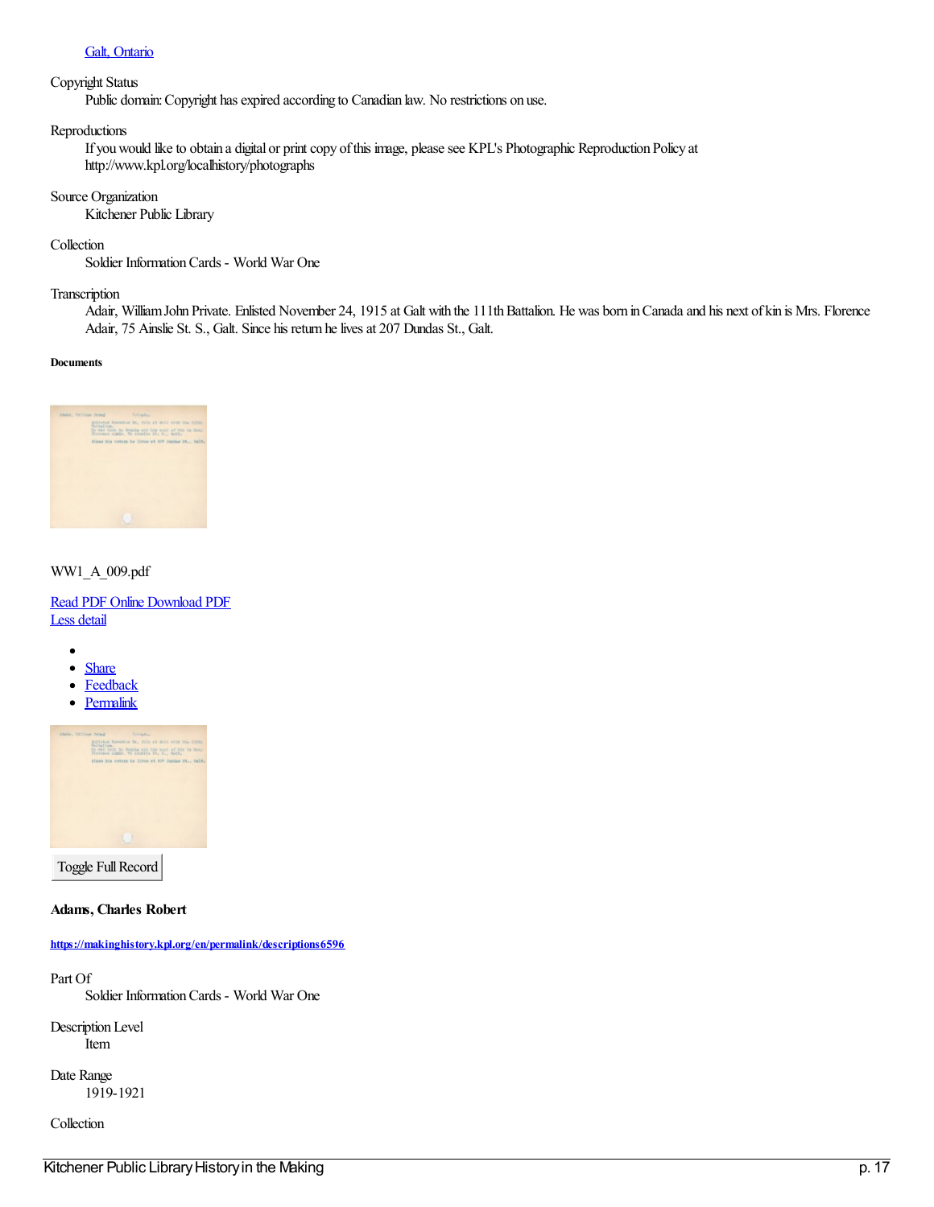[Galt, Ontario](#)

Copyright Status
: Public domain: Copyright has expired according to Canadian law. No restrictions on use.

Reproductions
: If you would like to obtain a digital or print copy of this image, please see KPL's Photographic Reproduction Policy at http://www.kpl.org/localhistory/photographs

Source Organization
: Kitchener Public Library

Collection
: Soldier Information Cards - World War One

Transcription
: Adair, William John Private. Enlisted November 24, 1915 at Galt with the 111th Battalion. He was born in Canada and his next of kin is Mrs. Florence Adair, 75 Ainslie St. S., Galt. Since his return he lives at 207 Dundas St., Galt.

###### Documents

WW1_A_009.pdf

[Read PDF Online](#) [Download PDF](#)
[Less detail](#)

- 
- [Share](#)
- [Feedback](#)
- [Permalink](#)

Toggle Full Record

**Adams, Charles Robert**

**https://makinghistory.kpl.org/en/permalink/descriptions6596**

Part Of
: Soldier Information Cards - World War One

Description Level
: Item

Date Range
: 1919-1921

Collection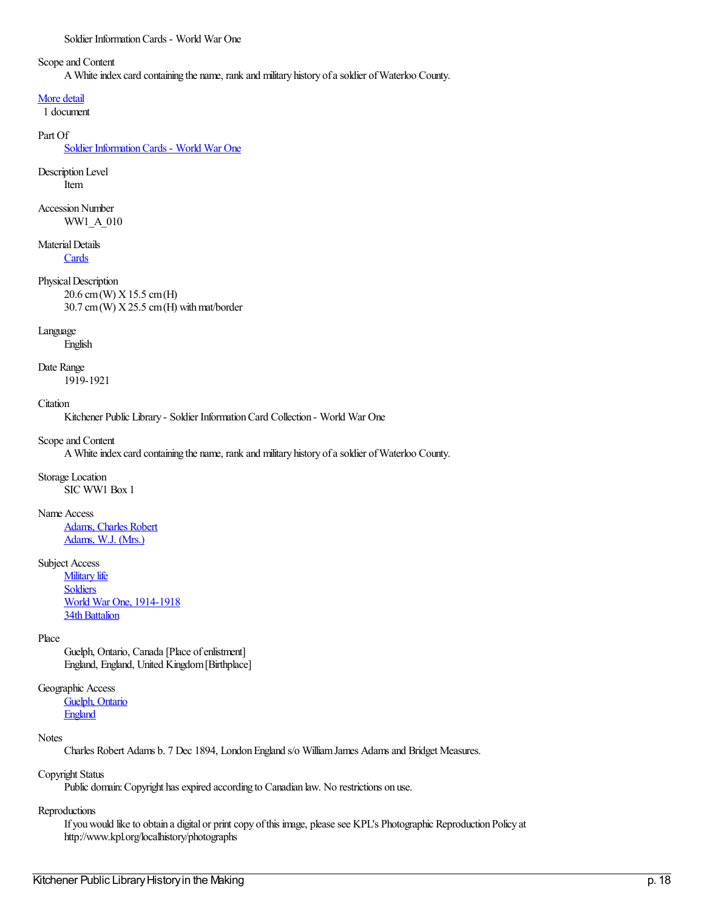Soldier Information Cards - World War One

Scope and Content
: A White index card containing the name, rank and military history of a soldier of Waterloo County.

More detail
1 document

Part Of
: Soldier Information Cards - World War One

Description Level
: Item

Accession Number
: WW1_A_010

Material Details
: Cards

Physical Description
: 20.6 cm (W) X 15.5 cm (H)
: 30.7 cm (W) X 25.5 cm (H) with mat/border

Language
: English

Date Range
: 1919-1921

Citation
: Kitchener Public Library - Soldier Information Card Collection - World War One

Scope and Content
: A White index card containing the name, rank and military history of a soldier of Waterloo County.

Storage Location
: SIC WW1 Box 1

Name Access
: Adams, Charles Robert
: Adams, W.J. (Mrs.)

Subject Access
: Military life
: Soldiers
: World War One, 1914-1918
: 34th Battalion

Place
: Guelph, Ontario, Canada [Place of enlistment]
: England, England, United Kingdom [Birthplace]

Geographic Access
: Guelph, Ontario
: England

Notes
: Charles Robert Adams b. 7 Dec 1894, London England s/o William James Adams and Bridget Measures.

Copyright Status
: Public domain: Copyright has expired according to Canadian law. No restrictions on use.

Reproductions
: If you would like to obtain a digital or print copy of this image, please see KPL's Photographic Reproduction Policy at http://www.kpl.org/localhistory/photographs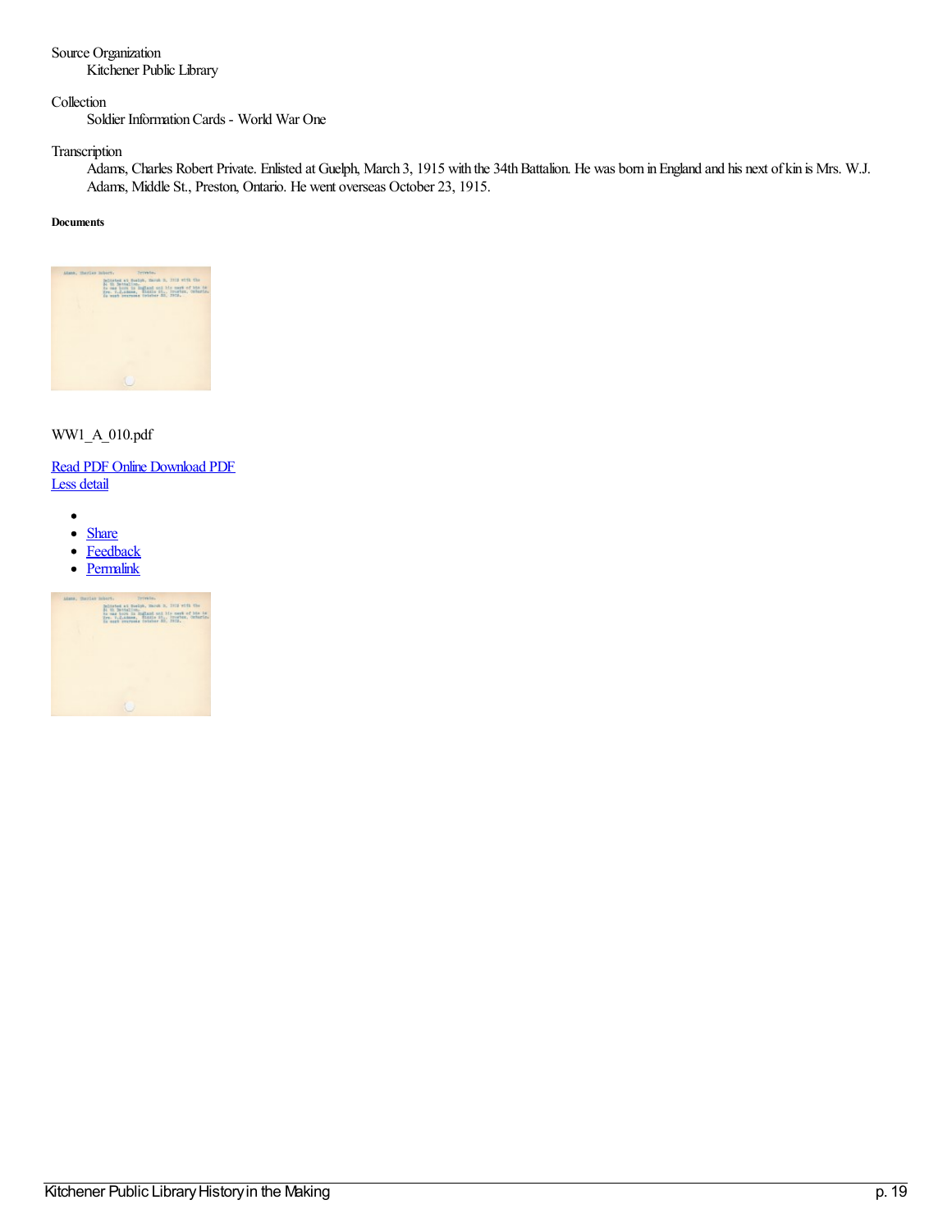Source Organization
: Kitchener Public Library

Collection
: Soldier Information Cards - World War One

Transcription
: Adams, Charles Robert Private. Enlisted at Guelph, March 3, 1915 with the 34th Battalion. He was born in England and his next of kin is Mrs. W.J. Adams, Middle St., Preston, Ontario. He went overseas October 23, 1915.

**Documents**

WW1_A_010.pdf

[Read PDF Online](#) [Download PDF](#)
[Less detail](#)

- 
- [Share](#)
- [Feedback](#)
- [Permalink](#)